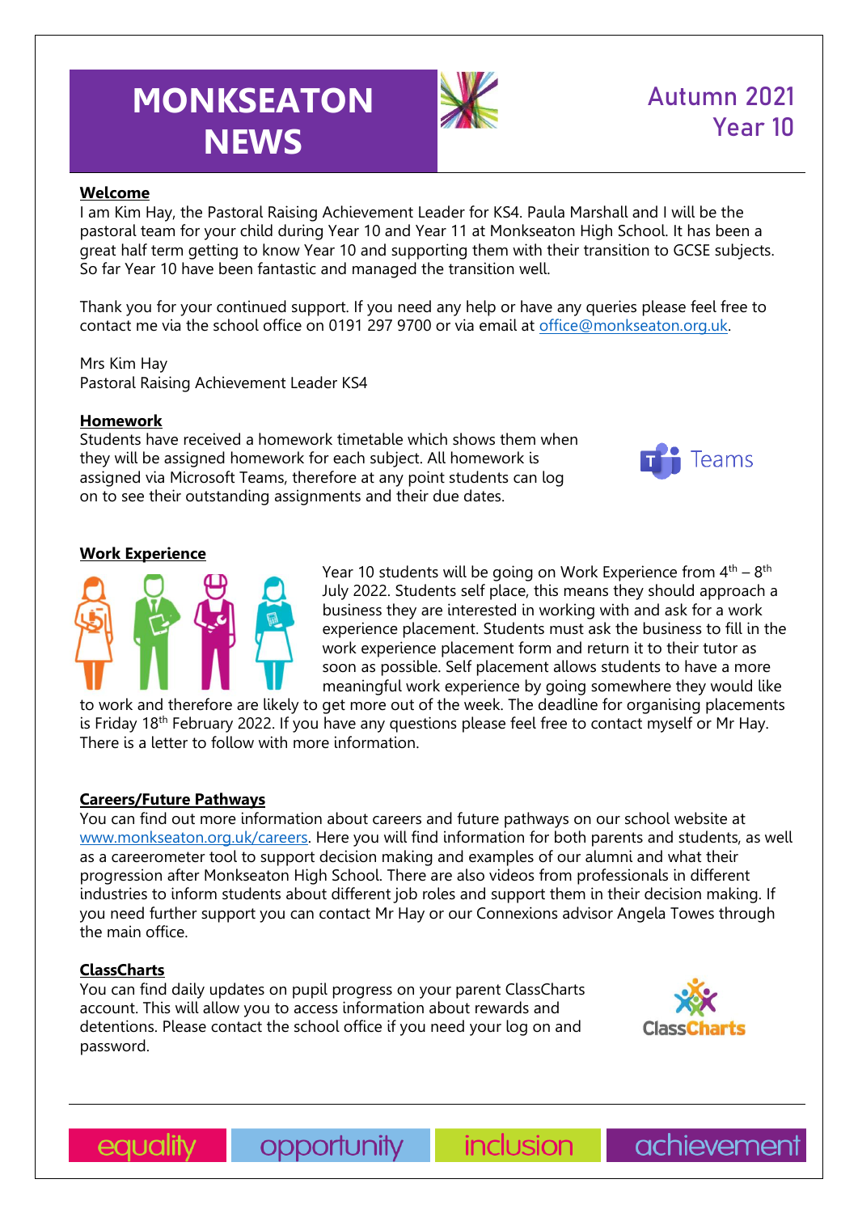# MONKSEATON NEWS

## Autumn 2021 Year 10

### Welcome

I am Kim Hay, the Pastoral Raising Achievement Leader for KS4. Paula Marshall and I will be the pastoral team for your child during Year 10 and Year 11 at Monkseaton High School. It has been a great half term getting to know Year 10 and supporting them with their transition to GCSE subjects. So far Year 10 have been fantastic and managed the transition well.

Thank you for your continued support. If you need any help or have any queries please feel free to contact me via the school office on 0191 297 9700 or via email at office@monkseaton.org.uk.

Mrs Kim Hay
Pastoral Raising Achievement Leader KS4

### Homework

Students have received a homework timetable which shows them when they will be assigned homework for each subject. All homework is assigned via Microsoft Teams, therefore at any point students can log on to see their outstanding assignments and their due dates.

### Work Experience

Year 10 students will be going on Work Experience from 4th – 8th July 2022. Students self place, this means they should approach a business they are interested in working with and ask for a work experience placement. Students must ask the business to fill in the work experience placement form and return it to their tutor as soon as possible. Self placement allows students to have a more meaningful work experience by going somewhere they would like to work and therefore are likely to get more out of the week. The deadline for organising placements is Friday 18th February 2022. If you have any questions please feel free to contact myself or Mr Hay. There is a letter to follow with more information.

### Careers/Future Pathways

You can find out more information about careers and future pathways on our school website at www.monkseaton.org.uk/careers. Here you will find information for both parents and students, as well as a careerometer tool to support decision making and examples of our alumni and what their progression after Monkseaton High School. There are also videos from professionals in different industries to inform students about different job roles and support them in their decision making. If you need further support you can contact Mr Hay or our Connexions advisor Angela Towes through the main office.

### ClassCharts

You can find daily updates on pupil progress on your parent ClassCharts account. This will allow you to access information about rewards and detentions. Please contact the school office if you need your log on and password.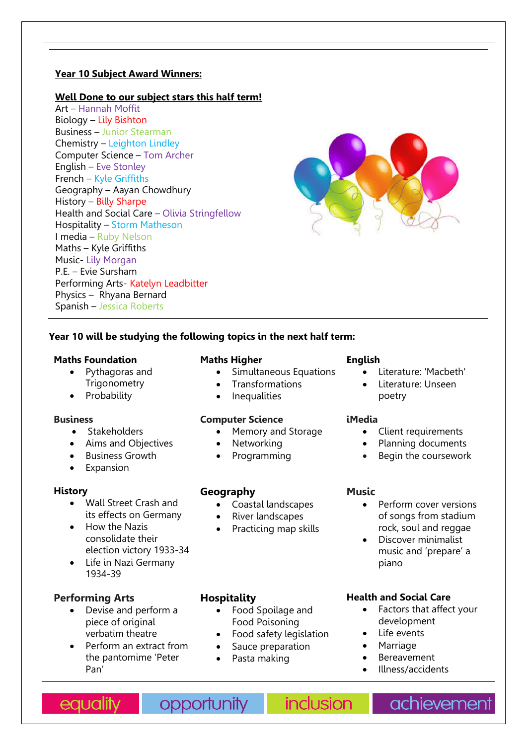## Year 10 Subject Award Winners:

**Well Done to our subject stars this half term!**

Art – Hannah Moffit
Biology – Lily Bishton
Business – Junior Stearman
Chemistry – Leighton Lindley
Computer Science – Tom Archer
English – Eve Stonley
French – Kyle Griffiths
Geography – Aayan Chowdhury
History – Billy Sharpe
Health and Social Care – Olivia Stringfellow
Hospitality – Storm Matheson
I media – Ruby Nelson
Maths – Kyle Griffiths
Music- Lily Morgan
P.E. – Evie Sursham
Performing Arts- Katelyn Leadbitter
Physics – Rhyana Bernard
Spanish – Jessica Roberts

**Year 10 will be studying the following topics in the next half term:**

**Maths Foundation**

- Pythagoras and Trigonometry
- Probability

**Maths Higher**

- Simultaneous Equations
- Transformations
- Inequalities

**English**

- Literature: 'Macbeth'
- Literature: Unseen poetry

**Business**

- Stakeholders
- Aims and Objectives
- Business Growth
- Expansion

**Computer Science**

- Memory and Storage
- Networking
- Programming

**iMedia**

- Client requirements
- Planning documents
- Begin the coursework

**History**

- Wall Street Crash and its effects on Germany
- How the Nazis consolidate their election victory 1933-34
- Life in Nazi Germany 1934-39

**Geography**

- Coastal landscapes
- River landscapes
- Practicing map skills

**Music**

- Perform cover versions of songs from stadium rock, soul and reggae
- Discover minimalist music and 'prepare' a piano

**Performing Arts**

- Devise and perform a piece of original verbatim theatre
- Perform an extract from the pantomime 'Peter Pan'

**Hospitality**

- Food Spoilage and Food Poisoning
- Food safety legislation
- Sauce preparation
- Pasta making

**Health and Social Care**

- Factors that affect your development
- Life events
- Marriage
- Bereavement
- Illness/accidents

equality opportunity inclusion achievement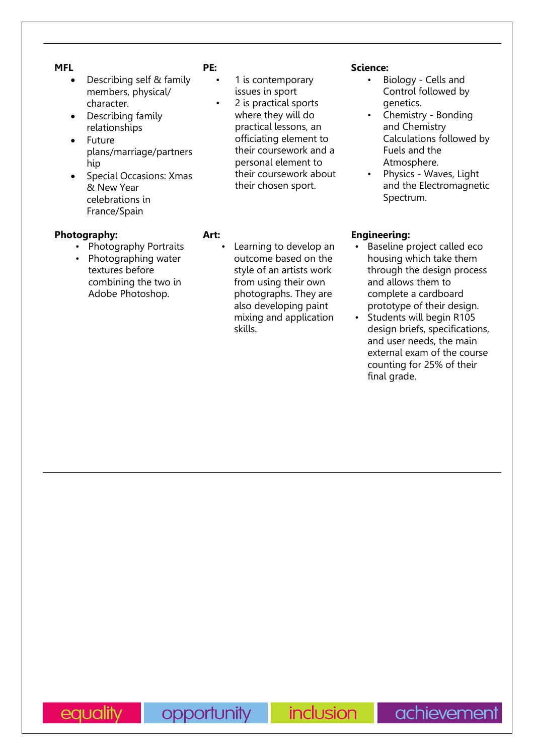**MFL**

- Describing self & family members, physical/ character.
- Describing family relationships
- Future plans/marriage/partnership
- Special Occasions: Xmas & New Year celebrations in France/Spain

**PE:**

- 1 is contemporary issues in sport
- 2 is practical sports where they will do practical lessons, an officiating element to their coursework and a personal element to their coursework about their chosen sport.

**Science:**

- Biology - Cells and Control followed by genetics.
- Chemistry - Bonding and Chemistry Calculations followed by Fuels and the Atmosphere.
- Physics - Waves, Light and the Electromagnetic Spectrum.

**Photography:**

- Photography Portraits
- Photographing water textures before combining the two in Adobe Photoshop.

**Art:**

- Learning to develop an outcome based on the style of an artists work from using their own photographs. They are also developing paint mixing and application skills.

**Engineering:**

- Baseline project called eco housing which take them through the design process and allows them to complete a cardboard prototype of their design.
- Students will begin R105 design briefs, specifications, and user needs, the main external exam of the course counting for 25% of their final grade.

equality opportunity inclusion achievement